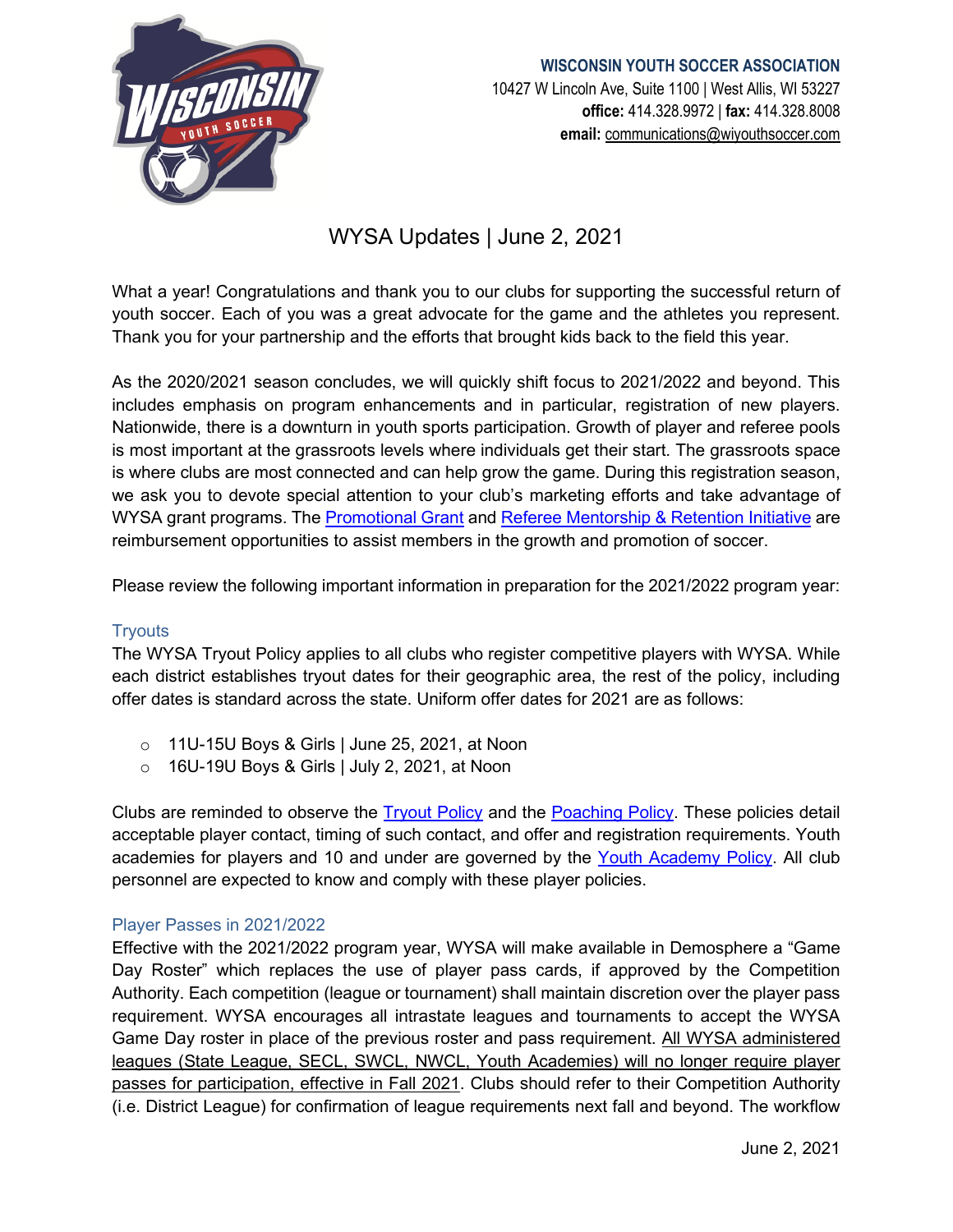**WISCONSIN YOUTH SOCCER ASSOCIATION**
10427 W Lincoln Ave, Suite 1100 | West Allis, WI 53227
**office:** 414.328.9972 | **fax:** 414.328.8008
**email:** communications@wiyouthsoccer.com

# WYSA Updates | June 2, 2021

What a year! Congratulations and thank you to our clubs for supporting the successful return of youth soccer. Each of you was a great advocate for the game and the athletes you represent. Thank you for your partnership and the efforts that brought kids back to the field this year.

As the 2020/2021 season concludes, we will quickly shift focus to 2021/2022 and beyond. This includes emphasis on program enhancements and in particular, registration of new players. Nationwide, there is a downturn in youth sports participation. Growth of player and referee pools is most important at the grassroots levels where individuals get their start. The grassroots space is where clubs are most connected and can help grow the game. During this registration season, we ask you to devote special attention to your club's marketing efforts and take advantage of WYSA grant programs. The Promotional Grant and Referee Mentorship & Retention Initiative are reimbursement opportunities to assist members in the growth and promotion of soccer.

Please review the following important information in preparation for the 2021/2022 program year:

## Tryouts

The WYSA Tryout Policy applies to all clubs who register competitive players with WYSA. While each district establishes tryout dates for their geographic area, the rest of the policy, including offer dates is standard across the state. Uniform offer dates for 2021 are as follows:

- 11U-15U Boys & Girls | June 25, 2021, at Noon
- 16U-19U Boys & Girls | July 2, 2021, at Noon

Clubs are reminded to observe the Tryout Policy and the Poaching Policy. These policies detail acceptable player contact, timing of such contact, and offer and registration requirements. Youth academies for players and 10 and under are governed by the Youth Academy Policy. All club personnel are expected to know and comply with these player policies.

## Player Passes in 2021/2022

Effective with the 2021/2022 program year, WYSA will make available in Demosphere a "Game Day Roster" which replaces the use of player pass cards, if approved by the Competition Authority. Each competition (league or tournament) shall maintain discretion over the player pass requirement. WYSA encourages all intrastate leagues and tournaments to accept the WYSA Game Day roster in place of the previous roster and pass requirement. <u>All WYSA administered leagues (State League, SECL, SWCL, NWCL, Youth Academies) will no longer require player passes for participation, effective in Fall 2021</u>. Clubs should refer to their Competition Authority (i.e. District League) for confirmation of league requirements next fall and beyond. The workflow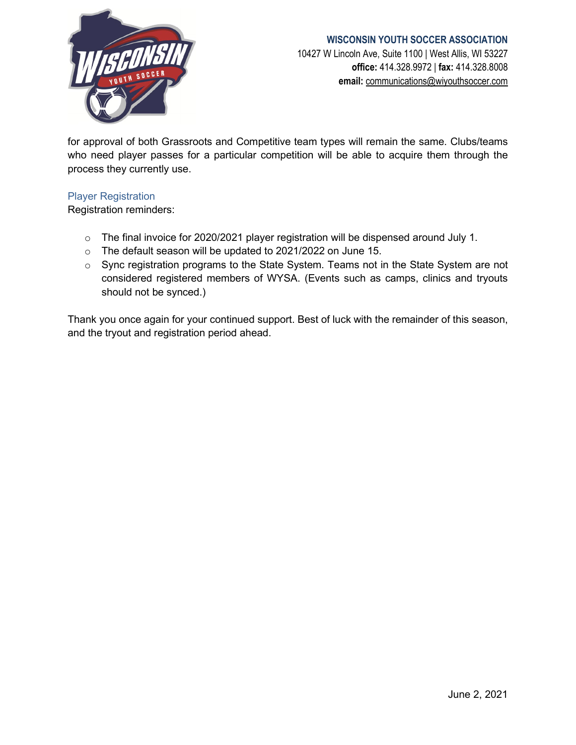for approval of both Grassroots and Competitive team types will remain the same. Clubs/teams who need player passes for a particular competition will be able to acquire them through the process they currently use.

## Player Registration

Registration reminders:

- The final invoice for 2020/2021 player registration will be dispensed around July 1.
- The default season will be updated to 2021/2022 on June 15.
- Sync registration programs to the State System. Teams not in the State System are not considered registered members of WYSA. (Events such as camps, clinics and tryouts should not be synced.)

Thank you once again for your continued support. Best of luck with the remainder of this season, and the tryout and registration period ahead.